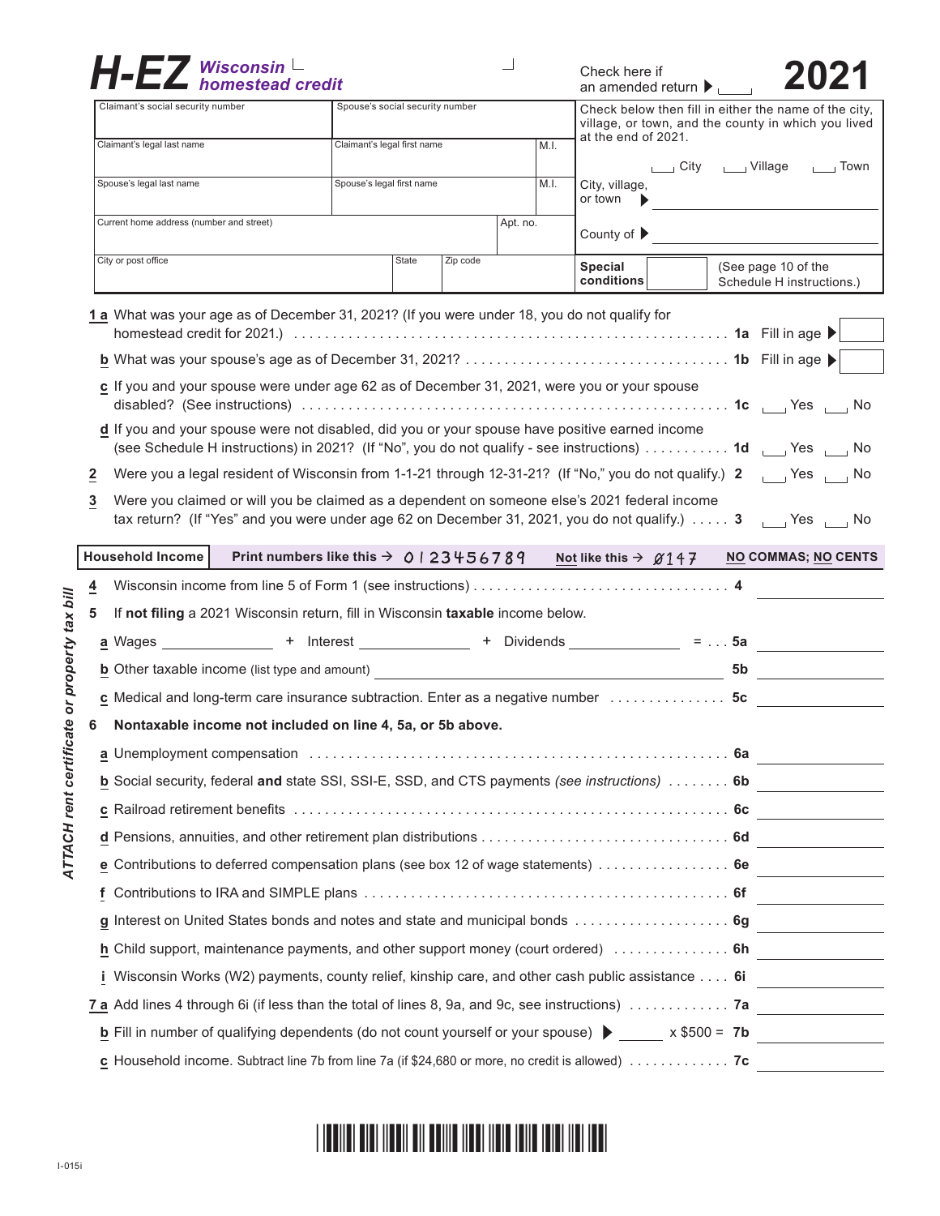# H-EZ Wisconsin homestead credit 2021

Check here if an amended return ▶ ☐

| Claimant's social security number | Spouse's social security number | |
|---|---|---|
| Claimant's legal last name | Claimant's legal first name | M.I. |
| Spouse's legal last name | Spouse's legal first name | M.I. |
| Current home address (number and street) | | Apt. no. |
| City or post office | State | Zip code |

Check below then fill in either the name of the city, village, or town, and the county in which you lived at the end of 2021.

☐ City ☐ Village ☐ Town

City, village, or town ▶ ______________________

County of ▶ ______________________

**Special conditions** ☐ (See page 10 of the Schedule H instructions.)

**1 a** What was your age as of December 31, 2021? (If you were under 18, you do not qualify for homestead credit for 2021.) . . . . . **1a** Fill in age ▶ ☐

**b** What was your spouse's age as of December 31, 2021? . . . . . **1b** Fill in age ▶ ☐

**c** If you and your spouse were under age 62 as of December 31, 2021, were you or your spouse disabled? (See instructions) . . . . . **1c** ☐ Yes ☐ No

**d** If you and your spouse were not disabled, did you or your spouse have positive earned income (see Schedule H instructions) in 2021? (If "No", you do not qualify - see instructions) . . . . . **1d** ☐ Yes ☐ No

**2** Were you a legal resident of Wisconsin from 1-1-21 through 12-31-21? (If "No," you do not qualify.) **2** ☐ Yes ☐ No

**3** Were you claimed or will you be claimed as a dependent on someone else's 2021 federal income tax return? (If "Yes" and you were under age 62 on December 31, 2021, you do not qualify.) . . . . . **3** ☐ Yes ☐ No

**Household Income** Print numbers like this → 0123456789 **Not like this** → Ø147 **NO COMMAS; NO CENTS**

*ATTACH rent certificate or property tax bill*

**4** Wisconsin income from line 5 of Form 1 (see instructions) . . . . . **4** ________

**5** If **not filing** a 2021 Wisconsin return, fill in Wisconsin **taxable** income below.

**a** Wages ________ + Interest ________ + Dividends ________ = . . . **5a** ________

**b** Other taxable income (list type and amount) ______________________ **5b** ________

**c** Medical and long-term care insurance subtraction. Enter as a negative number . . . . . **5c** ________

**6 Nontaxable income not included on line 4, 5a, or 5b above.**

**a** Unemployment compensation . . . . . **6a** ________

**b** Social security, federal **and** state SSI, SSI-E, SSD, and CTS payments *(see instructions)* . . . . . **6b** ________

**c** Railroad retirement benefits . . . . . **6c** ________

**d** Pensions, annuities, and other retirement plan distributions . . . . . **6d** ________

**e** Contributions to deferred compensation plans (see box 12 of wage statements) . . . . . **6e** ________

**f** Contributions to IRA and SIMPLE plans . . . . . **6f** ________

**g** Interest on United States bonds and notes and state and municipal bonds . . . . . **6g** ________

**h** Child support, maintenance payments, and other support money (court ordered) . . . . . **6h** ________

**i** Wisconsin Works (W2) payments, county relief, kinship care, and other cash public assistance . . . . **6i** ________

**7 a** Add lines 4 through 6i (if less than the total of lines 8, 9a, and 9c, see instructions) . . . . . **7a** ________

**b** Fill in number of qualifying dependents (do not count yourself or your spouse) ▶ ______ x $500 = **7b** ________

**c** Household income. Subtract line 7b from line 7a (if $24,680 or more, no credit is allowed) . . . . . **7c** ________

I-015i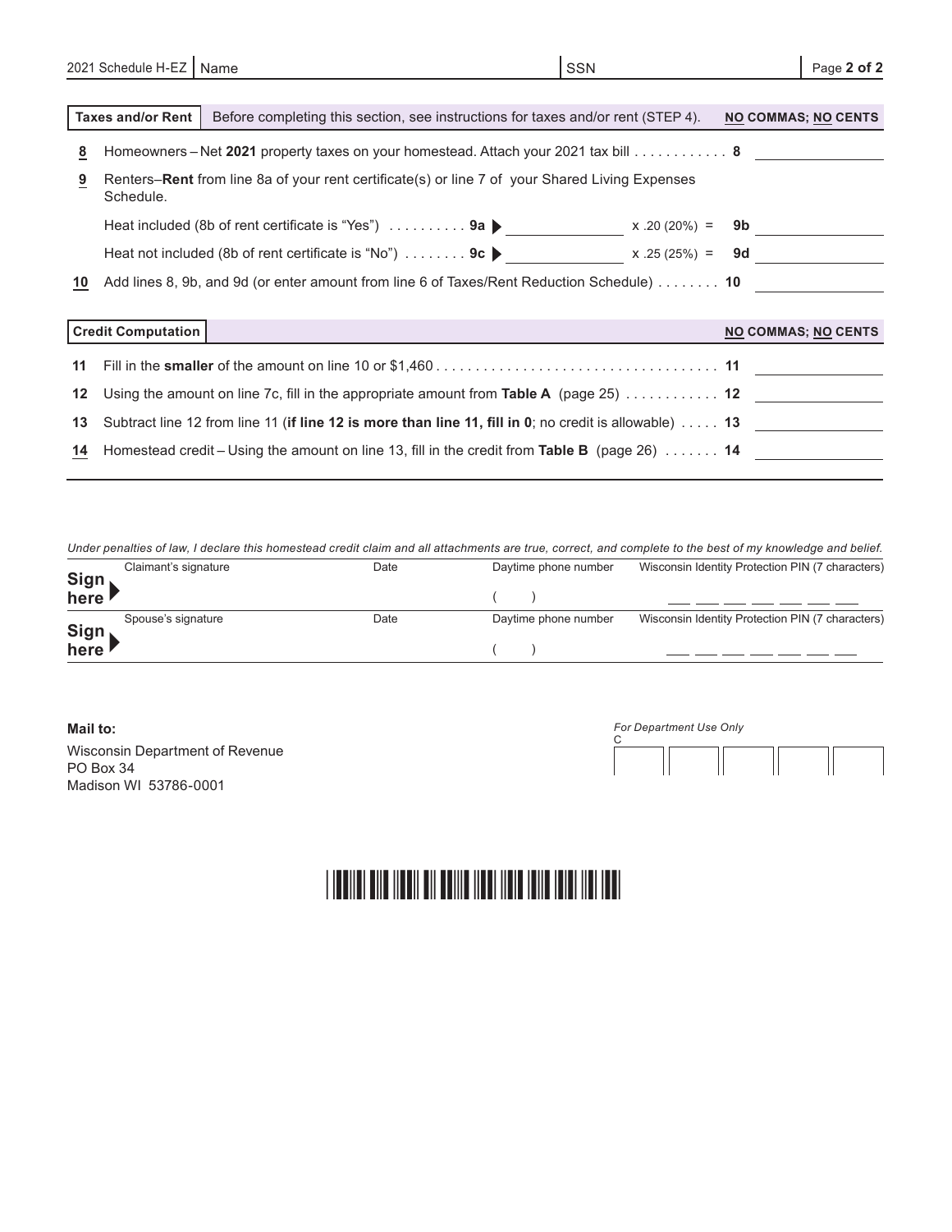2021 Schedule H-EZ | Name | SSN

| **Taxes and/or Rent** | Before completing this section, see instructions for taxes and/or rent (STEP 4). | **NO COMMAS; NO CENTS** |
|---|---|---|

**8** Homeowners – Net **2021** property taxes on your homestead. Attach your 2021 tax bill . . . . . . . . . . . . **8** \_\_\_\_\_\_\_\_\_\_

**9** Renters–**Rent** from line 8a of your rent certificate(s) or line 7 of your Shared Living Expenses Schedule.

Heat included (8b of rent certificate is "Yes") . . . . . . . . . . **9a** ▶ \_\_\_\_\_\_\_\_\_\_ x .20 (20%) = **9b** \_\_\_\_\_\_\_\_\_\_

Heat not included (8b of rent certificate is "No") . . . . . . . . **9c** ▶ \_\_\_\_\_\_\_\_\_\_ x .25 (25%) = **9d** \_\_\_\_\_\_\_\_\_\_

**10** Add lines 8, 9b, and 9d (or enter amount from line 6 of Taxes/Rent Reduction Schedule) . . . . . . . . **10** \_\_\_\_\_\_\_\_\_\_

| **Credit Computation** | **NO COMMAS; NO CENTS** |
|---|---|

**11** Fill in the **smaller** of the amount on line 10 or $1,460 . . . . . . . . . . . . . . . . . . . . . . . . . . . . . . . . . . . . **11** \_\_\_\_\_\_\_\_\_\_

**12** Using the amount on line 7c, fill in the appropriate amount from **Table A** (page 25) . . . . . . . . . . . . **12** \_\_\_\_\_\_\_\_\_\_

**13** Subtract line 12 from line 11 (**if line 12 is more than line 11, fill in 0**; no credit is allowable) . . . . . **13** \_\_\_\_\_\_\_\_\_\_

**14** Homestead credit – Using the amount on line 13, fill in the credit from **Table B** (page 26) . . . . . . . **14** \_\_\_\_\_\_\_\_\_\_

*Under penalties of law, I declare this homestead credit claim and all attachments are true, correct, and complete to the best of my knowledge and belief.*

| | Signature | Date | Daytime phone number | Wisconsin Identity Protection PIN (7 characters) |
|---|---|---|---|---|
| **Sign here** ▶ | Claimant's signature | Date | ( ) | \_ \_ \_ \_ \_ \_ \_ |
| **Sign here** ▶ | Spouse's signature | Date | ( ) | \_ \_ \_ \_ \_ \_ \_ |

**Mail to:**

Wisconsin Department of Revenue
PO Box 34
Madison WI 53786-0001

*For Department Use Only*
C